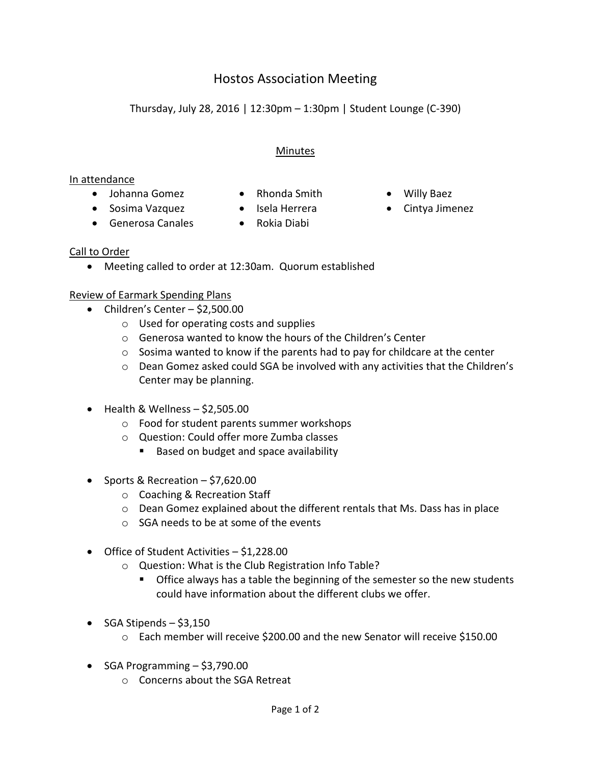# Hostos Association Meeting

Thursday, July 28, 2016 | 12:30pm – 1:30pm | Student Lounge (C-390)

## Minutes

In attendance

- Johanna Gomez
- Sosima Vazquez
- Generosa Canales
- Rhonda Smith
- Isela Herrera
- Rokia Diabi
- Willy Baez
- Cintya Jimenez

Call to Order

- Meeting called to order at 12:30am. Quorum established

Review of Earmark Spending Plans

- Children's Center – $2,500.00
  - Used for operating costs and supplies
  - Generosa wanted to know the hours of the Children's Center
  - Sosima wanted to know if the parents had to pay for childcare at the center
  - Dean Gomez asked could SGA be involved with any activities that the Children's Center may be planning.
- Health & Wellness – $2,505.00
  - Food for student parents summer workshops
  - Question: Could offer more Zumba classes
    - Based on budget and space availability
- Sports & Recreation – $7,620.00
  - Coaching & Recreation Staff
  - Dean Gomez explained about the different rentals that Ms. Dass has in place
  - SGA needs to be at some of the events
- Office of Student Activities – $1,228.00
  - Question: What is the Club Registration Info Table?
    - Office always has a table the beginning of the semester so the new students could have information about the different clubs we offer.
- SGA Stipends – $3,150
  - Each member will receive $200.00 and the new Senator will receive $150.00
- SGA Programming – $3,790.00
  - Concerns about the SGA Retreat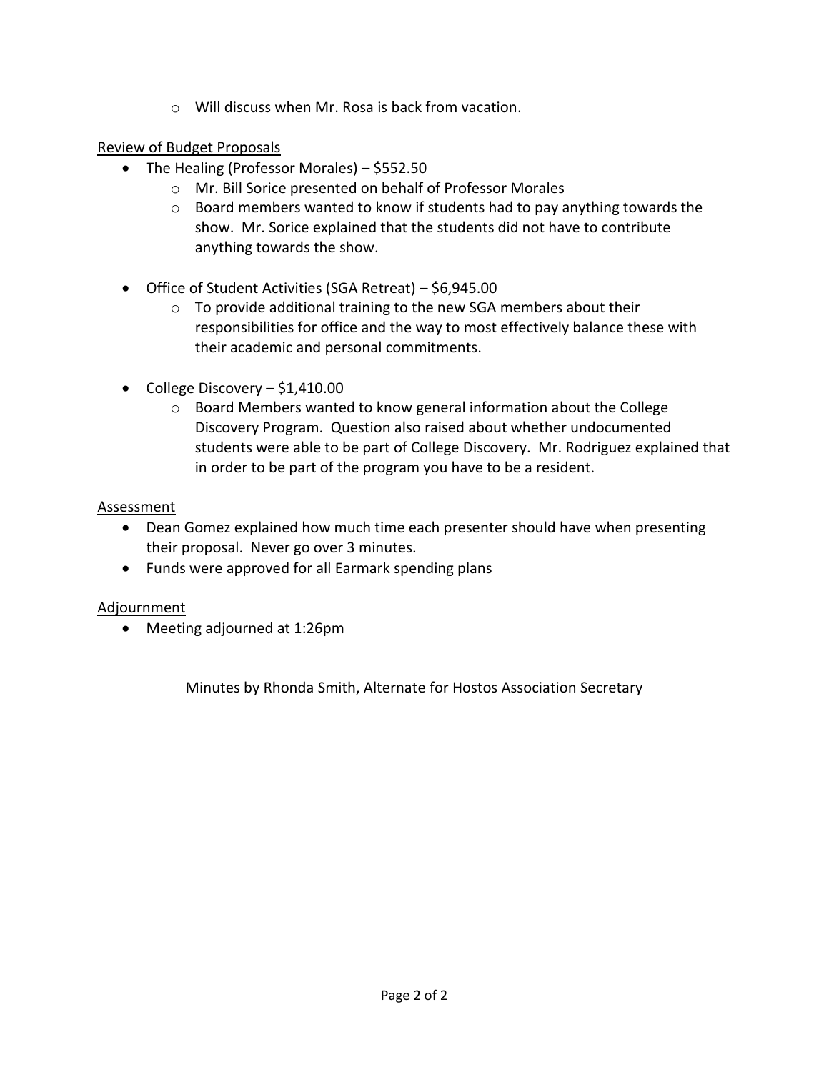- Will discuss when Mr. Rosa is back from vacation.

Review of Budget Proposals

- The Healing (Professor Morales) – $552.50
    - Mr. Bill Sorice presented on behalf of Professor Morales
    - Board members wanted to know if students had to pay anything towards the show. Mr. Sorice explained that the students did not have to contribute anything towards the show.
- Office of Student Activities (SGA Retreat) – $6,945.00
    - To provide additional training to the new SGA members about their responsibilities for office and the way to most effectively balance these with their academic and personal commitments.
- College Discovery – $1,410.00
    - Board Members wanted to know general information about the College Discovery Program. Question also raised about whether undocumented students were able to be part of College Discovery. Mr. Rodriguez explained that in order to be part of the program you have to be a resident.

Assessment

- Dean Gomez explained how much time each presenter should have when presenting their proposal. Never go over 3 minutes.
- Funds were approved for all Earmark spending plans

Adjournment

- Meeting adjourned at 1:26pm

Minutes by Rhonda Smith, Alternate for Hostos Association Secretary